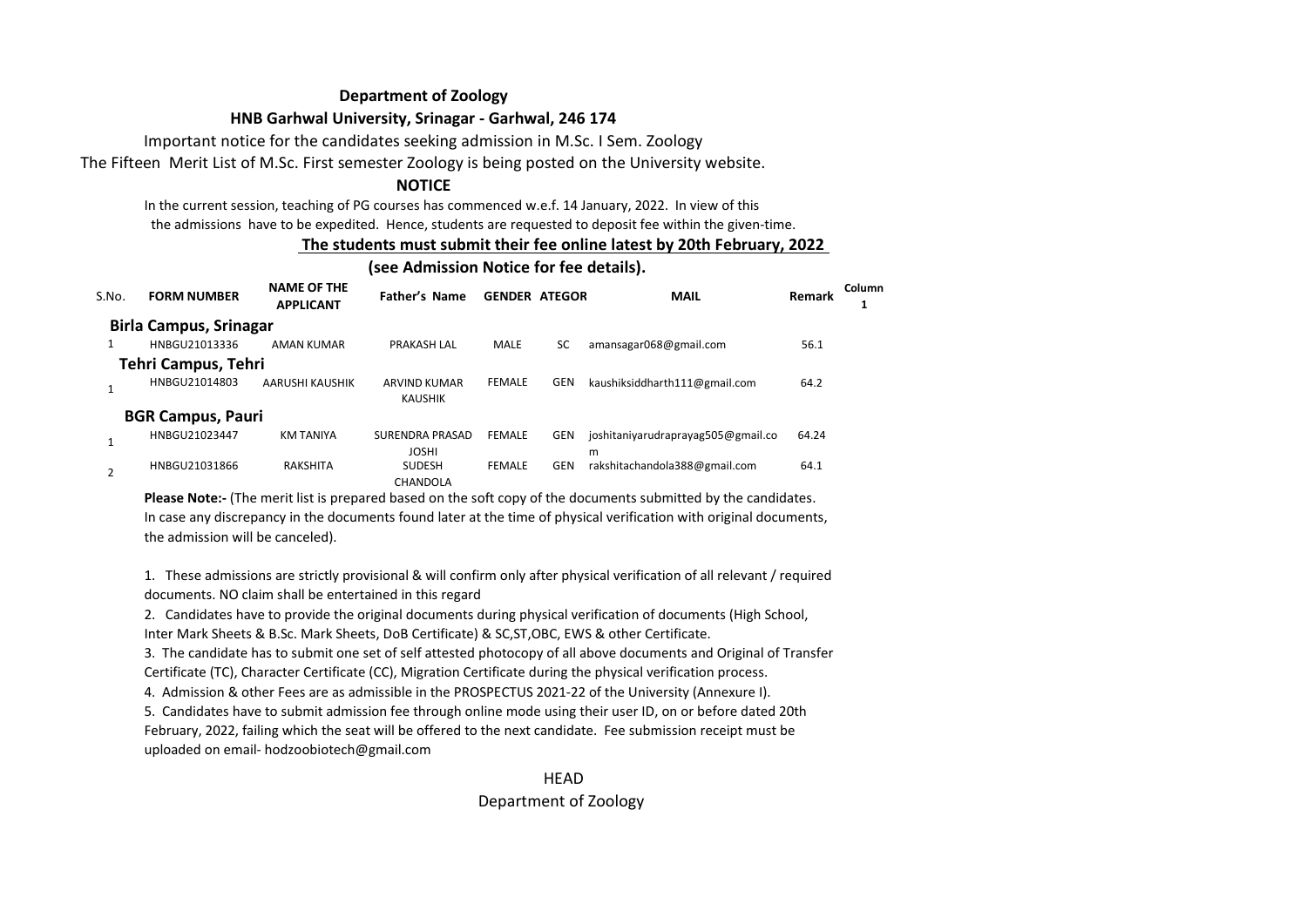**Department of Zoology**

**HNB Garhwal University, Srinagar - Garhwal, 246 174**

Important notice for the candidates seeking admission in M.Sc. I Sem. Zoology

The Fifteen Merit List of M.Sc. First semester Zoology is being posted on the University website.

**NOTICE**

In the current session, teaching of PG courses has commenced w.e.f. 14 January, 2022. In view of this the admissions have to be expedited. Hence, students are requested to deposit fee within the given-time.

**The students must submit their fee online latest by 20th February, 2022**

**(see Admission Notice for fee details).**

| S.No. | FORM NUMBER | NAME OF THE APPLICANT | Father's Name | GENDER | ATEGOR | MAIL | Remark | Column 1 |
|---|---|---|---|---|---|---|---|---|
| **Birla Campus, Srinagar** | | | | | | | | |
| 1 | HNBGU21013336 | AMAN KUMAR | PRAKASH LAL | MALE | SC | amansagar068@gmail.com | 56.1 | |
| **Tehri Campus, Tehri** | | | | | | | | |
| 1 | HNBGU21014803 | AARUSHI KAUSHIK | ARVIND KUMAR KAUSHIK | FEMALE | GEN | kaushiksiddharth111@gmail.com | 64.2 | |
| **BGR Campus, Pauri** | | | | | | | | |
| 1 | HNBGU21023447 | KM TANIYA | SURENDRA PRASAD JOSHI | FEMALE | GEN | joshitaniyarudraprayag505@gmail.com | 64.24 | |
| 2 | HNBGU21031866 | RAKSHITA | SUDESH CHANDOLA | FEMALE | GEN | rakshitachandola388@gmail.com | 64.1 | |

**Please Note:-** (The merit list is prepared based on the soft copy of the documents submitted by the candidates. In case any discrepancy in the documents found later at the time of physical verification with original documents, the admission will be canceled).

1. These admissions are strictly provisional & will confirm only after physical verification of all relevant / required documents. NO claim shall be entertained in this regard
2. Candidates have to provide the original documents during physical verification of documents (High School, Inter Mark Sheets & B.Sc. Mark Sheets, DoB Certificate) & SC,ST,OBC, EWS & other Certificate.
3. The candidate has to submit one set of self attested photocopy of all above documents and Original of Transfer Certificate (TC), Character Certificate (CC), Migration Certificate during the physical verification process.
4. Admission & other Fees are as admissible in the PROSPECTUS 2021-22 of the University (Annexure I).
5. Candidates have to submit admission fee through online mode using their user ID, on or before dated 20th February, 2022, failing which the seat will be offered to the next candidate. Fee submission receipt must be uploaded on email- hodzoobiotech@gmail.com

HEAD

Department of Zoology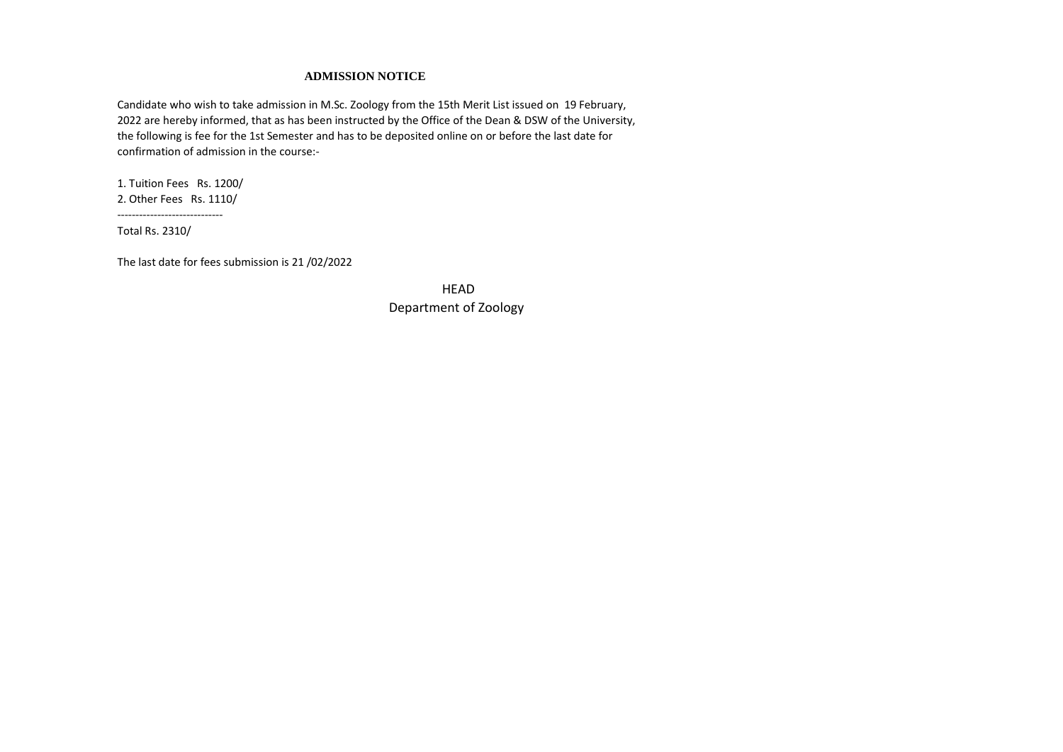# ADMISSION NOTICE

Candidate who wish to take admission in M.Sc. Zoology from the 15th Merit List issued on 19 February, 2022 are hereby informed, that as has been instructed by the Office of the Dean & DSW of the University, the following is fee for the 1st Semester and has to be deposited online on or before the last date for confirmation of admission in the course:-

1. Tuition Fees Rs. 1200/
2. Other Fees Rs. 1110/

-----------------------------

Total Rs. 2310/

The last date for fees submission is 21 /02/2022

HEAD
Department of Zoology